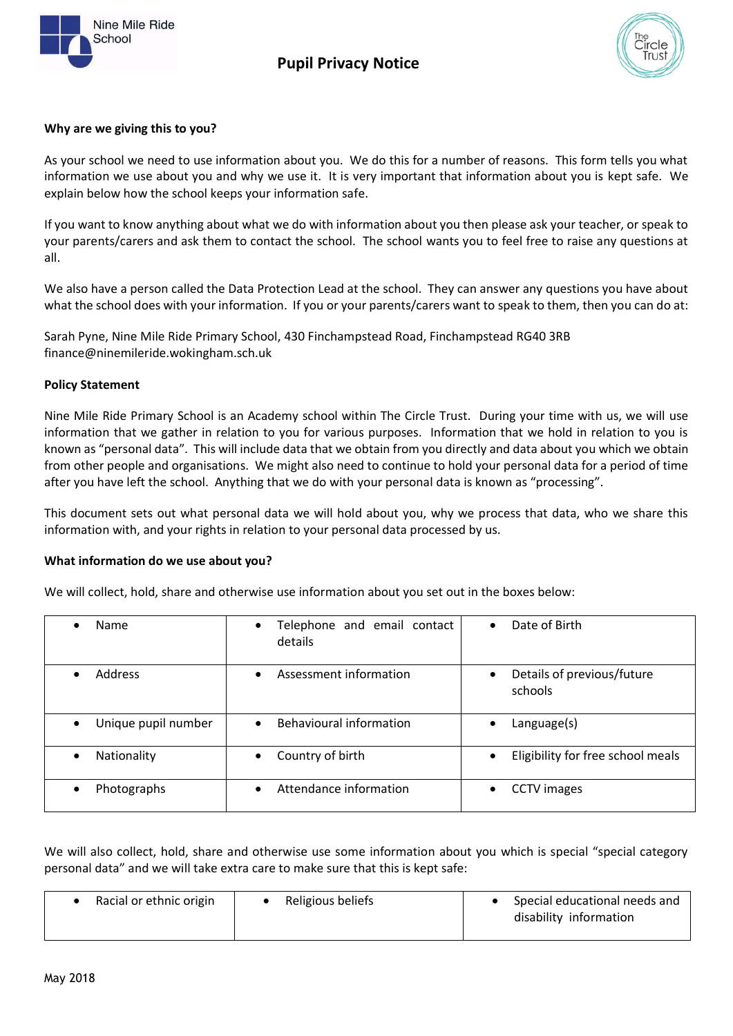# Pupil Privacy Notice

**Why are we giving this to you?**

As your school we need to use information about you. We do this for a number of reasons. This form tells you what information we use about you and why we use it. It is very important that information about you is kept safe. We explain below how the school keeps your information safe.

If you want to know anything about what we do with information about you then please ask your teacher, or speak to your parents/carers and ask them to contact the school. The school wants you to feel free to raise any questions at all.

We also have a person called the Data Protection Lead at the school. They can answer any questions you have about what the school does with your information. If you or your parents/carers want to speak to them, then you can do at:

Sarah Pyne, Nine Mile Ride Primary School, 430 Finchampstead Road, Finchampstead RG40 3RB
finance@ninemileride.wokingham.sch.uk

**Policy Statement**

Nine Mile Ride Primary School is an Academy school within The Circle Trust. During your time with us, we will use information that we gather in relation to you for various purposes. Information that we hold in relation to you is known as "personal data". This will include data that we obtain from you directly and data about you which we obtain from other people and organisations. We might also need to continue to hold your personal data for a period of time after you have left the school. Anything that we do with your personal data is known as "processing".

This document sets out what personal data we will hold about you, why we process that data, who we share this information with, and your rights in relation to your personal data processed by us.

**What information do we use about you?**

We will collect, hold, share and otherwise use information about you set out in the boxes below:

| | | |
|---|---|---|
| • Name | • Telephone and email contact details | • Date of Birth |
| • Address | • Assessment information | • Details of previous/future schools |
| • Unique pupil number | • Behavioural information | • Language(s) |
| • Nationality | • Country of birth | • Eligibility for free school meals |
| • Photographs | • Attendance information | • CCTV images |

We will also collect, hold, share and otherwise use some information about you which is special "special category personal data" and we will take extra care to make sure that this is kept safe:

| | | |
|---|---|---|
| • Racial or ethnic origin | • Religious beliefs | • Special educational needs and disability information |

May 2018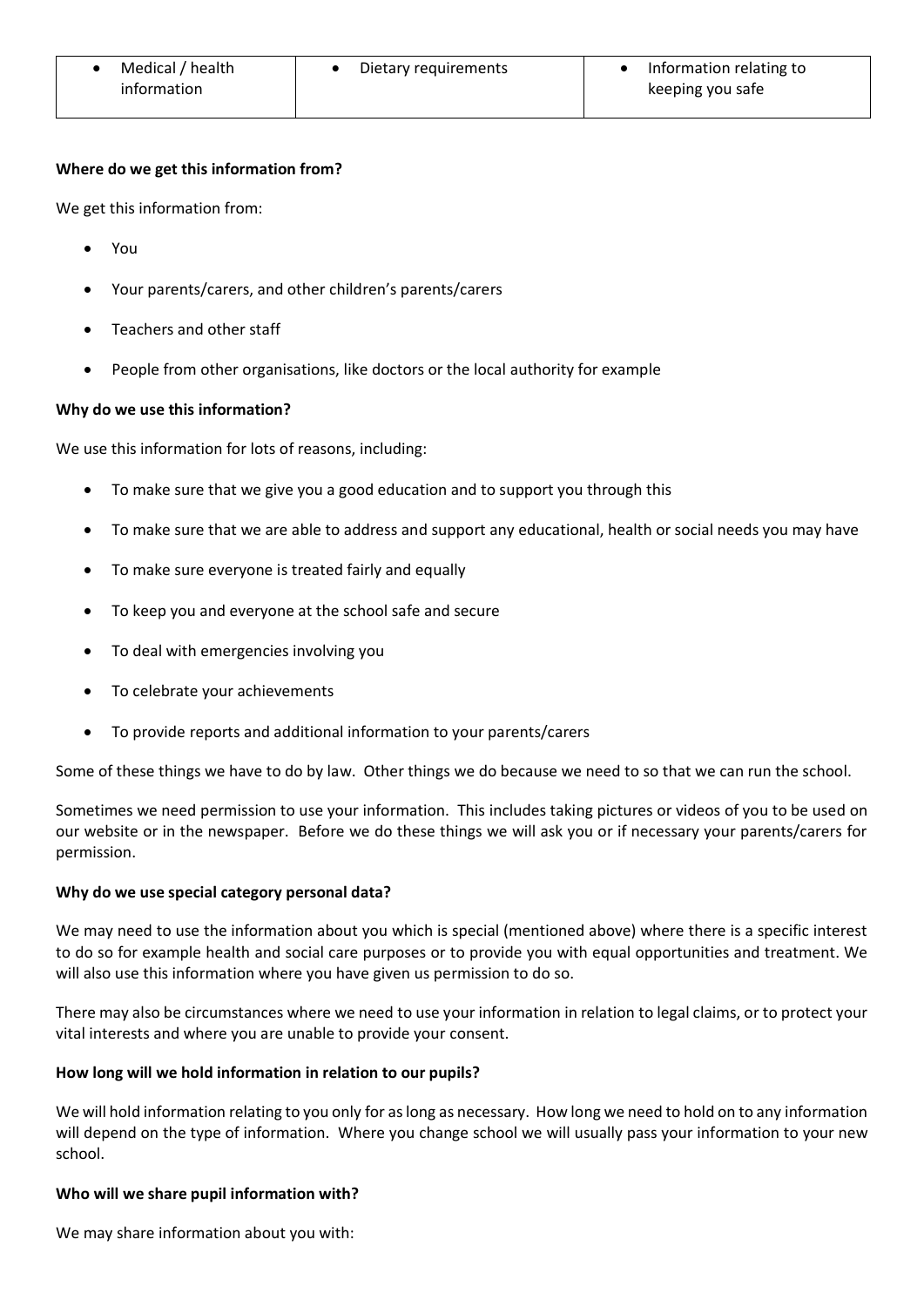| • Medical / health information | • Dietary requirements | • Information relating to keeping you safe |
| --- | --- | --- |

**Where do we get this information from?**

We get this information from:

- You
- Your parents/carers, and other children's parents/carers
- Teachers and other staff
- People from other organisations, like doctors or the local authority for example

**Why do we use this information?**

We use this information for lots of reasons, including:

- To make sure that we give you a good education and to support you through this
- To make sure that we are able to address and support any educational, health or social needs you may have
- To make sure everyone is treated fairly and equally
- To keep you and everyone at the school safe and secure
- To deal with emergencies involving you
- To celebrate your achievements
- To provide reports and additional information to your parents/carers

Some of these things we have to do by law. Other things we do because we need to so that we can run the school.

Sometimes we need permission to use your information. This includes taking pictures or videos of you to be used on our website or in the newspaper. Before we do these things we will ask you or if necessary your parents/carers for permission.

**Why do we use special category personal data?**

We may need to use the information about you which is special (mentioned above) where there is a specific interest to do so for example health and social care purposes or to provide you with equal opportunities and treatment. We will also use this information where you have given us permission to do so.

There may also be circumstances where we need to use your information in relation to legal claims, or to protect your vital interests and where you are unable to provide your consent.

**How long will we hold information in relation to our pupils?**

We will hold information relating to you only for as long as necessary. How long we need to hold on to any information will depend on the type of information. Where you change school we will usually pass your information to your new school.

**Who will we share pupil information with?**

We may share information about you with: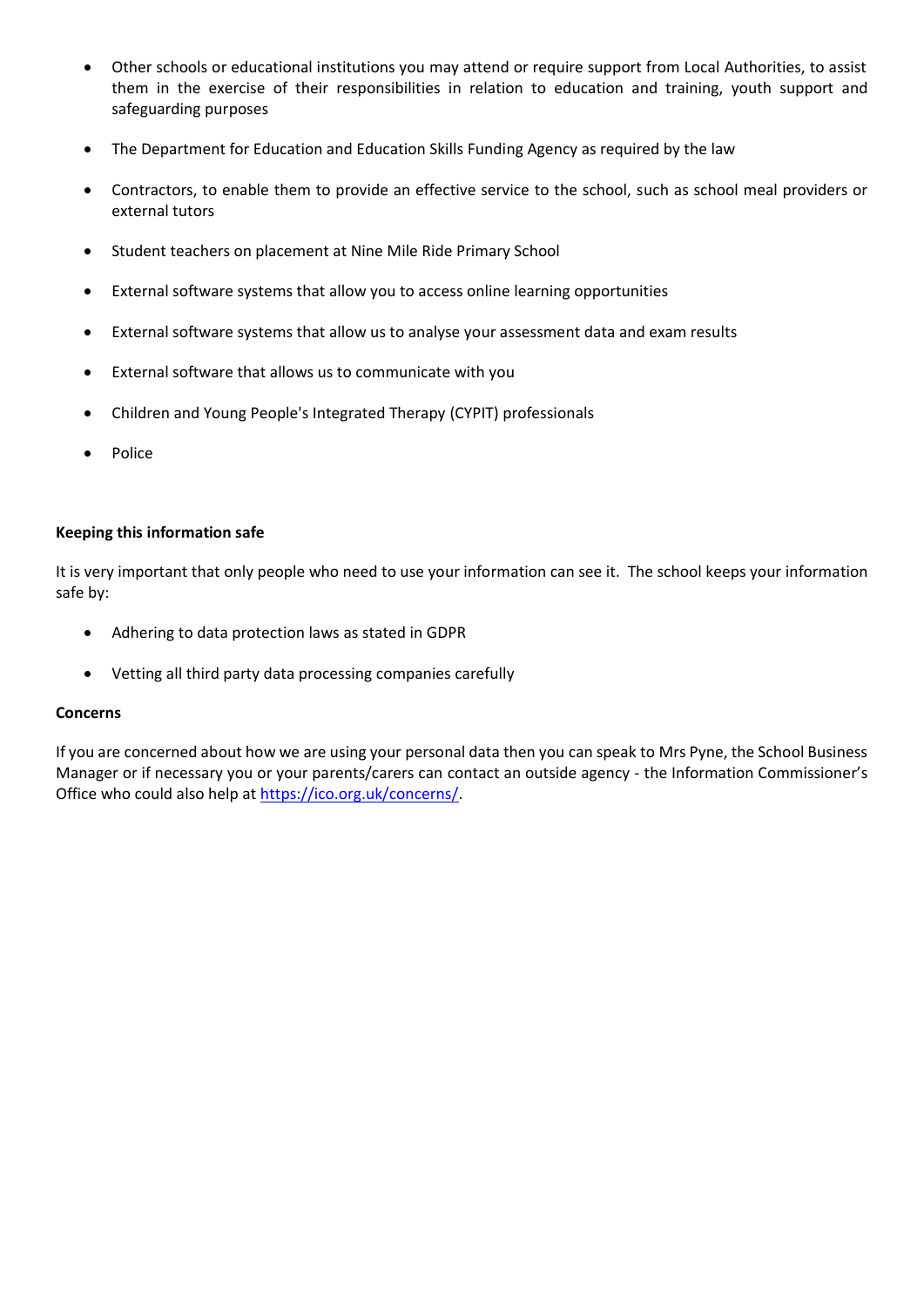- Other schools or educational institutions you may attend or require support from Local Authorities, to assist them in the exercise of their responsibilities in relation to education and training, youth support and safeguarding purposes
- The Department for Education and Education Skills Funding Agency as required by the law
- Contractors, to enable them to provide an effective service to the school, such as school meal providers or external tutors
- Student teachers on placement at Nine Mile Ride Primary School
- External software systems that allow you to access online learning opportunities
- External software systems that allow us to analyse your assessment data and exam results
- External software that allows us to communicate with you
- Children and Young People's Integrated Therapy (CYPIT) professionals
- Police

**Keeping this information safe**

It is very important that only people who need to use your information can see it. The school keeps your information safe by:

- Adhering to data protection laws as stated in GDPR
- Vetting all third party data processing companies carefully

**Concerns**

If you are concerned about how we are using your personal data then you can speak to Mrs Pyne, the School Business Manager or if necessary you or your parents/carers can contact an outside agency - the Information Commissioner's Office who could also help at https://ico.org.uk/concerns/.